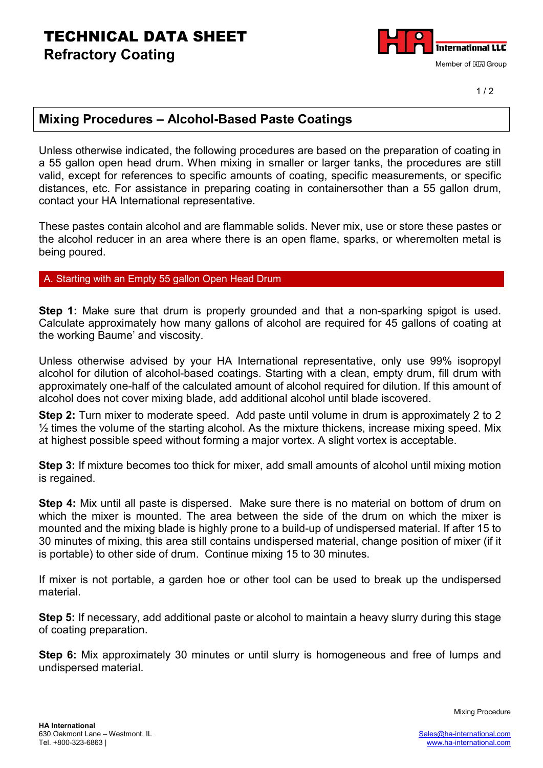# TECHNICAL DATA SHEET
## Refractory Coating

## Mixing Procedures – Alcohol-Based Paste Coatings

Unless otherwise indicated, the following procedures are based on the preparation of coating in a 55 gallon open head drum. When mixing in smaller or larger tanks, the procedures are still valid, except for references to specific amounts of coating, specific measurements, or specific distances, etc. For assistance in preparing coating in containersother than a 55 gallon drum, contact your HA International representative.

These pastes contain alcohol and are flammable solids. Never mix, use or store these pastes or the alcohol reducer in an area where there is an open flame, sparks, or wheremolten metal is being poured.

### A. Starting with an Empty 55 gallon Open Head Drum

**Step 1:** Make sure that drum is properly grounded and that a non-sparking spigot is used. Calculate approximately how many gallons of alcohol are required for 45 gallons of coating at the working Baume' and viscosity.

Unless otherwise advised by your HA International representative, only use 99% isopropyl alcohol for dilution of alcohol-based coatings. Starting with a clean, empty drum, fill drum with approximately one-half of the calculated amount of alcohol required for dilution. If this amount of alcohol does not cover mixing blade, add additional alcohol until blade iscovered.

**Step 2:** Turn mixer to moderate speed. Add paste until volume in drum is approximately 2 to 2 ½ times the volume of the starting alcohol. As the mixture thickens, increase mixing speed. Mix at highest possible speed without forming a major vortex. A slight vortex is acceptable.

**Step 3:** If mixture becomes too thick for mixer, add small amounts of alcohol until mixing motion is regained.

**Step 4:** Mix until all paste is dispersed. Make sure there is no material on bottom of drum on which the mixer is mounted. The area between the side of the drum on which the mixer is mounted and the mixing blade is highly prone to a build-up of undispersed material. If after 15 to 30 minutes of mixing, this area still contains undispersed material, change position of mixer (if it is portable) to other side of drum. Continue mixing 15 to 30 minutes.

If mixer is not portable, a garden hoe or other tool can be used to break up the undispersed material.

**Step 5:** If necessary, add additional paste or alcohol to maintain a heavy slurry during this stage of coating preparation.

**Step 6:** Mix approximately 30 minutes or until slurry is homogeneous and free of lumps and undispersed material.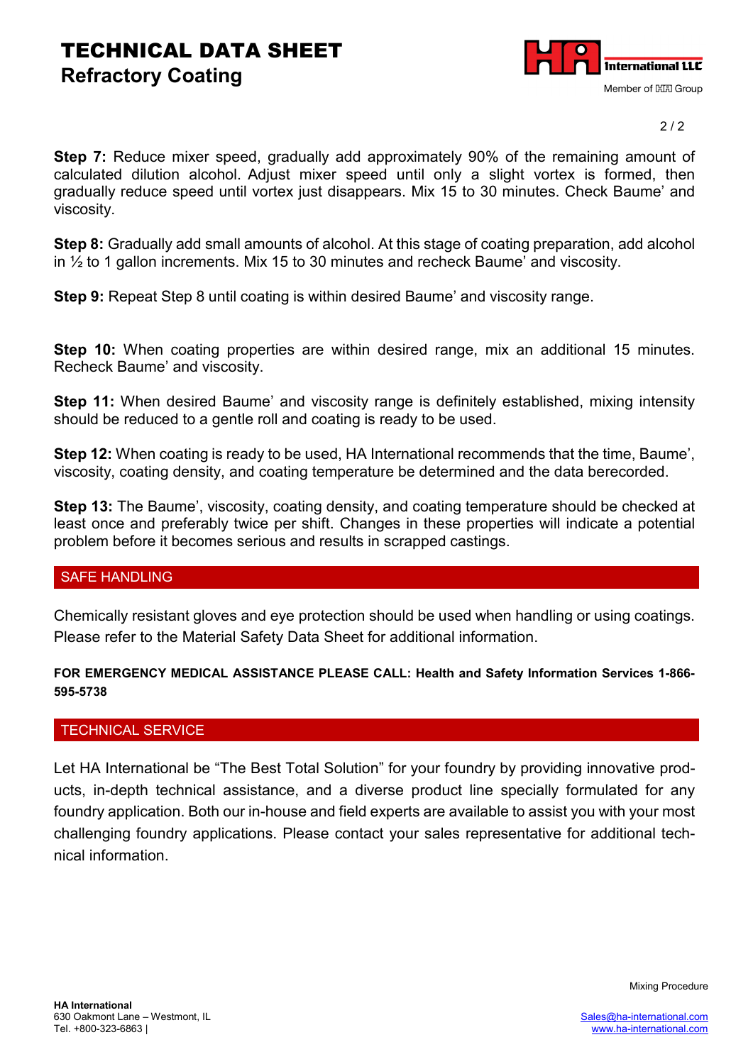**Step 7:** Reduce mixer speed, gradually add approximately 90% of the remaining amount of calculated dilution alcohol. Adjust mixer speed until only a slight vortex is formed, then gradually reduce speed until vortex just disappears. Mix 15 to 30 minutes. Check Baume' and viscosity.

**Step 8:** Gradually add small amounts of alcohol. At this stage of coating preparation, add alcohol in ½ to 1 gallon increments. Mix 15 to 30 minutes and recheck Baume' and viscosity.

**Step 9:** Repeat Step 8 until coating is within desired Baume' and viscosity range.

**Step 10:** When coating properties are within desired range, mix an additional 15 minutes. Recheck Baume' and viscosity.

**Step 11:** When desired Baume' and viscosity range is definitely established, mixing intensity should be reduced to a gentle roll and coating is ready to be used.

**Step 12:** When coating is ready to be used, HA International recommends that the time, Baume', viscosity, coating density, and coating temperature be determined and the data berecorded.

**Step 13:** The Baume', viscosity, coating density, and coating temperature should be checked at least once and preferably twice per shift. Changes in these properties will indicate a potential problem before it becomes serious and results in scrapped castings.

## SAFE HANDLING

Chemically resistant gloves and eye protection should be used when handling or using coatings. Please refer to the Material Safety Data Sheet for additional information.

**FOR EMERGENCY MEDICAL ASSISTANCE PLEASE CALL: Health and Safety Information Services 1-866-595-5738**

## TECHNICAL SERVICE

Let HA International be "The Best Total Solution" for your foundry by providing innovative products, in-depth technical assistance, and a diverse product line specially formulated for any foundry application. Both our in-house and field experts are available to assist you with your most challenging foundry applications. Please contact your sales representative for additional technical information.

**HA International**
630 Oakmont Lane – Westmont, IL
Tel. +800-323-6863 |

Sales@ha-international.com
www.ha-international.com